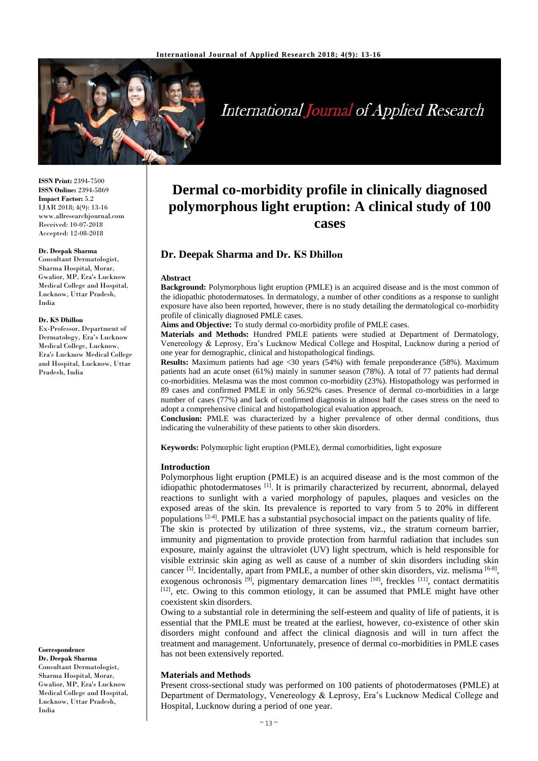# Dermal co-morbidity profile in clinically diagnosed polymorphous light eruption: A clinical study of 100 cases

## Dr. Deepak Sharma and Dr. KS Dhillon

**ISSN Print:** 2394-7500
**ISSN Online:** 2394-5869
**Impact Factor:** 5.2
IJAR 2018; 4(9): 13-16
www.allresearchjournal.com
Received: 10-07-2018
Accepted: 12-08-2018

**Dr. Deepak Sharma**
Consultant Dermatologist, Sharma Hospital, Morar, Gwalior, MP, Era's Lucknow Medical College and Hospital, Lucknow, Uttar Pradesh, India

**Dr. KS Dhillon**
Ex-Professor, Department of Dermatology, Era's Lucknow Medical College, Lucknow, Era's Lucknow Medical College and Hospital, Lucknow, Uttar Pradesh, India

**Correspondence**
**Dr. Deepak Sharma**
Consultant Dermatologist, Sharma Hospital, Morar, Gwalior, MP, Era's Lucknow Medical College and Hospital, Lucknow, Uttar Pradesh, India

### Abstract

**Background:** Polymorphous light eruption (PMLE) is an acquired disease and is the most common of the idiopathic photodermatoses. In dermatology, a number of other conditions as a response to sunlight exposure have also been reported, however, there is no study detailing the dermatological co-morbidity profile of clinically diagnosed PMLE cases.

**Aims and Objective:** To study dermal co-morbidity profile of PMLE cases.

**Materials and Methods:** Hundred PMLE patients were studied at Department of Dermatology, Venereology & Leprosy, Era's Lucknow Medical College and Hospital, Lucknow during a period of one year for demographic, clinical and histopathological findings.

**Results:** Maximum patients had age <30 years (54%) with female preponderance (58%). Maximum patients had an acute onset (61%) mainly in summer season (78%). A total of 77 patients had dermal co-morbidities. Melasma was the most common co-morbidity (23%). Histopathology was performed in 89 cases and confirmed PMLE in only 56.92% cases. Presence of dermal co-morbidities in a large number of cases (77%) and lack of confirmed diagnosis in almost half the cases stress on the need to adopt a comprehensive clinical and histopathological evaluation approach.

**Conclusion:** PMLE was characterized by a higher prevalence of other dermal conditions, thus indicating the vulnerability of these patients to other skin disorders.

**Keywords:** Polymorphic light eruption (PMLE), dermal comorbidities, light exposure

### Introduction

Polymorphous light eruption (PMLE) is an acquired disease and is the most common of the idiopathic photodermatoses [1]. It is primarily characterized by recurrent, abnormal, delayed reactions to sunlight with a varied morphology of papules, plaques and vesicles on the exposed areas of the skin. Its prevalence is reported to vary from 5 to 20% in different populations [2-4]. PMLE has a substantial psychosocial impact on the patients quality of life.

The skin is protected by utilization of three systems, viz., the stratum corneum barrier, immunity and pigmentation to provide protection from harmful radiation that includes sun exposure, mainly against the ultraviolet (UV) light spectrum, which is held responsible for visible extrinsic skin aging as well as cause of a number of skin disorders including skin cancer [5]. Incidentally, apart from PMLE, a number of other skin disorders, viz. melisma [6-8], exogenous ochronosis [9], pigmentary demarcation lines [10], freckles [11], contact dermatitis [12], etc. Owing to this common etiology, it can be assumed that PMLE might have other coexistent skin disorders.

Owing to a substantial role in determining the self-esteem and quality of life of patients, it is essential that the PMLE must be treated at the earliest, however, co-existence of other skin disorders might confound and affect the clinical diagnosis and will in turn affect the treatment and management. Unfortunately, presence of dermal co-morbidities in PMLE cases has not been extensively reported.

### Materials and Methods

Present cross-sectional study was performed on 100 patients of photodermatoses (PMLE) at Department of Dermatology, Venereology & Leprosy, Era's Lucknow Medical College and Hospital, Lucknow during a period of one year.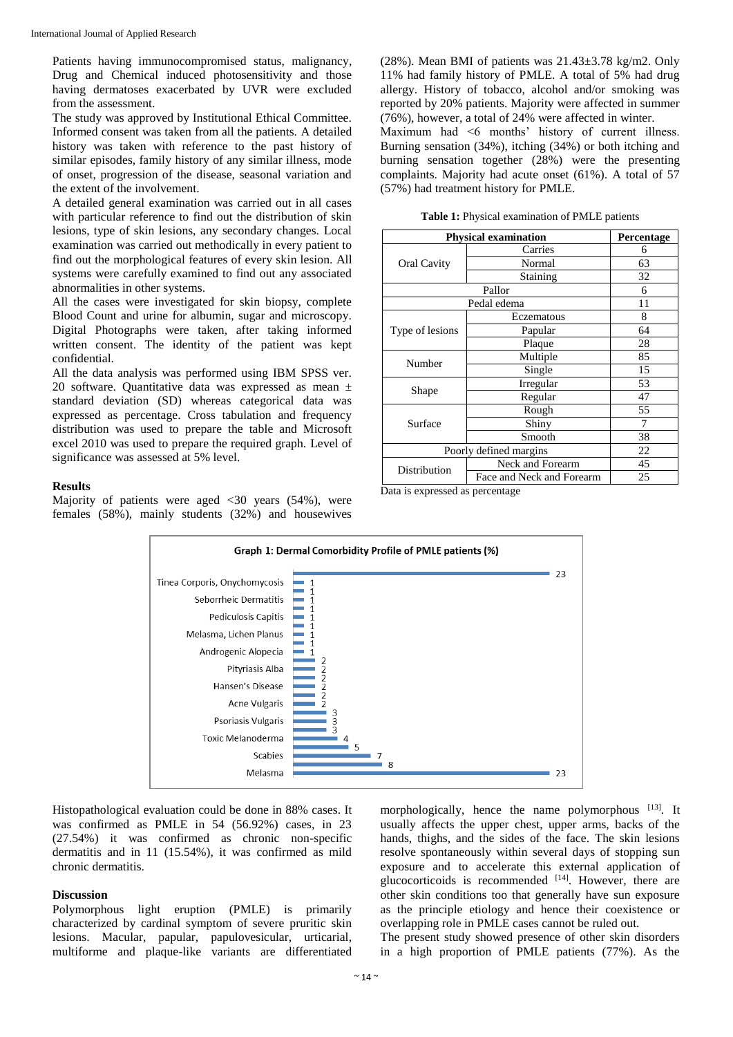Patients having immunocompromised status, malignancy, Drug and Chemical induced photosensitivity and those having dermatoses exacerbated by UVR were excluded from the assessment.

The study was approved by Institutional Ethical Committee. Informed consent was taken from all the patients. A detailed history was taken with reference to the past history of similar episodes, family history of any similar illness, mode of onset, progression of the disease, seasonal variation and the extent of the involvement.

A detailed general examination was carried out in all cases with particular reference to find out the distribution of skin lesions, type of skin lesions, any secondary changes. Local examination was carried out methodically in every patient to find out the morphological features of every skin lesion. All systems were carefully examined to find out any associated abnormalities in other systems.

All the cases were investigated for skin biopsy, complete Blood Count and urine for albumin, sugar and microscopy. Digital Photographs were taken, after taking informed written consent. The identity of the patient was kept confidential.

All the data analysis was performed using IBM SPSS ver. 20 software. Quantitative data was expressed as mean ± standard deviation (SD) whereas categorical data was expressed as percentage. Cross tabulation and frequency distribution was used to prepare the table and Microsoft excel 2010 was used to prepare the required graph. Level of significance was assessed at 5% level.

## Results

Majority of patients were aged <30 years (54%), were females (58%), mainly students (32%) and housewives (28%). Mean BMI of patients was 21.43±3.78 kg/m2. Only 11% had family history of PMLE. A total of 5% had drug allergy. History of tobacco, alcohol and/or smoking was reported by 20% patients. Majority were affected in summer (76%), however, a total of 24% were affected in winter.

Maximum had <6 months' history of current illness. Burning sensation (34%), itching (34%) or both itching and burning sensation together (28%) were the presenting complaints. Majority had acute onset (61%). A total of 57 (57%) had treatment history for PMLE.

**Table 1:** Physical examination of PMLE patients

| Physical examination | | Percentage |
|---|---|---|
| Oral Cavity | Carries | 6 |
| | Normal | 63 |
| | Staining | 32 |
| Pallor | | 6 |
| Pedal edema | | 11 |
| Type of lesions | Eczematous | 8 |
| | Papular | 64 |
| | Plaque | 28 |
| Number | Multiple | 85 |
| | Single | 15 |
| Shape | Irregular | 53 |
| | Regular | 47 |
| Surface | Rough | 55 |
| | Shiny | 7 |
| | Smooth | 38 |
| Poorly defined margins | | 22 |
| Distribution | Neck and Forearm | 45 |
| | Face and Neck and Forearm | 25 |

Data is expressed as percentage

Graph 1: Dermal Comorbidity Profile of PMLE patients (%)

Histopathological evaluation could be done in 88% cases. It was confirmed as PMLE in 54 (56.92%) cases, in 23 (27.54%) it was confirmed as chronic non-specific dermatitis and in 11 (15.54%), it was confirmed as mild chronic dermatitis.

## Discussion

Polymorphous light eruption (PMLE) is primarily characterized by cardinal symptom of severe pruritic skin lesions. Macular, papular, papulovesicular, urticarial, multiforme and plaque-like variants are differentiated morphologically, hence the name polymorphous [13]. It usually affects the upper chest, upper arms, backs of the hands, thighs, and the sides of the face. The skin lesions resolve spontaneously within several days of stopping sun exposure and to accelerate this external application of glucocorticoids is recommended [14]. However, there are other skin conditions too that generally have sun exposure as the principle etiology and hence their coexistence or overlapping role in PMLE cases cannot be ruled out.

The present study showed presence of other skin disorders in a high proportion of PMLE patients (77%). As the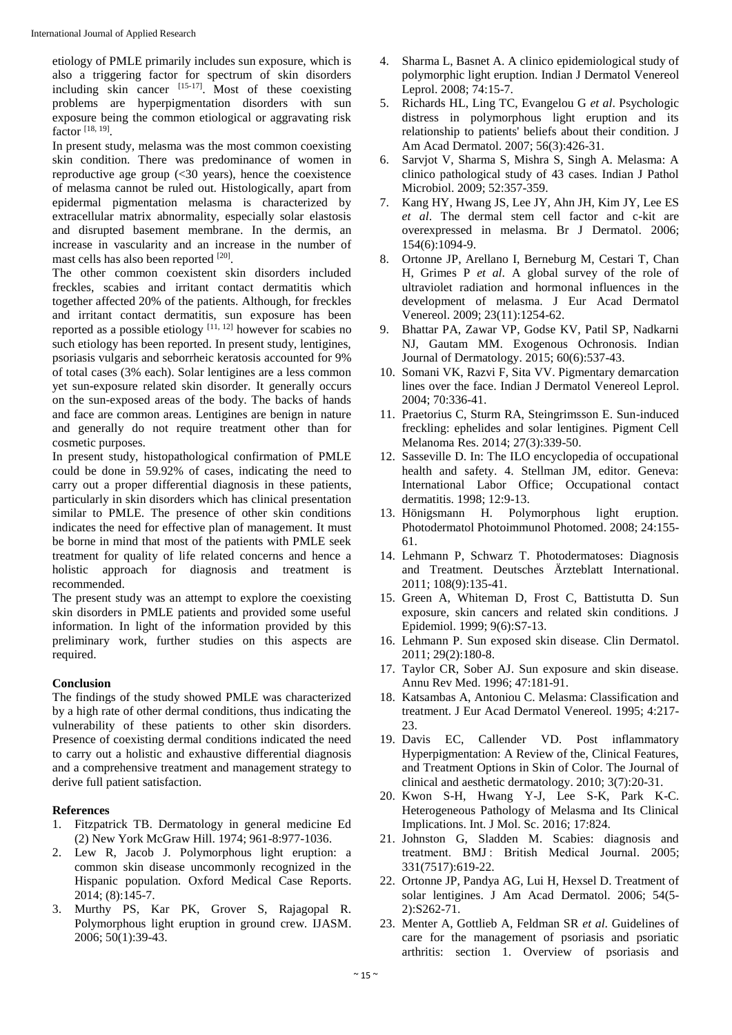etiology of PMLE primarily includes sun exposure, which is also a triggering factor for spectrum of skin disorders including skin cancer [15-17]. Most of these coexisting problems are hyperpigmentation disorders with sun exposure being the common etiological or aggravating risk factor [18, 19].

In present study, melasma was the most common coexisting skin condition. There was predominance of women in reproductive age group (<30 years), hence the coexistence of melasma cannot be ruled out. Histologically, apart from epidermal pigmentation melasma is characterized by extracellular matrix abnormality, especially solar elastosis and disrupted basement membrane. In the dermis, an increase in vascularity and an increase in the number of mast cells has also been reported [20].

The other common coexistent skin disorders included freckles, scabies and irritant contact dermatitis which together affected 20% of the patients. Although, for freckles and irritant contact dermatitis, sun exposure has been reported as a possible etiology [11, 12] however for scabies no such etiology has been reported. In present study, lentigines, psoriasis vulgaris and seborrheic keratosis accounted for 9% of total cases (3% each). Solar lentigines are a less common yet sun-exposure related skin disorder. It generally occurs on the sun-exposed areas of the body. The backs of hands and face are common areas. Lentigines are benign in nature and generally do not require treatment other than for cosmetic purposes.

In present study, histopathological confirmation of PMLE could be done in 59.92% of cases, indicating the need to carry out a proper differential diagnosis in these patients, particularly in skin disorders which has clinical presentation similar to PMLE. The presence of other skin conditions indicates the need for effective plan of management. It must be borne in mind that most of the patients with PMLE seek treatment for quality of life related concerns and hence a holistic approach for diagnosis and treatment is recommended.

The present study was an attempt to explore the coexisting skin disorders in PMLE patients and provided some useful information. In light of the information provided by this preliminary work, further studies on this aspects are required.

## Conclusion

The findings of the study showed PMLE was characterized by a high rate of other dermal conditions, thus indicating the vulnerability of these patients to other skin disorders. Presence of coexisting dermal conditions indicated the need to carry out a holistic and exhaustive differential diagnosis and a comprehensive treatment and management strategy to derive full patient satisfaction.

## References

1. Fitzpatrick TB. Dermatology in general medicine Ed (2) New York McGraw Hill. 1974; 961-8:977-1036.
2. Lew R, Jacob J. Polymorphous light eruption: a common skin disease uncommonly recognized in the Hispanic population. Oxford Medical Case Reports. 2014; (8):145-7.
3. Murthy PS, Kar PK, Grover S, Rajagopal R. Polymorphous light eruption in ground crew. IJASM. 2006; 50(1):39-43.
4. Sharma L, Basnet A. A clinico epidemiological study of polymorphic light eruption. Indian J Dermatol Venereol Leprol. 2008; 74:15-7.
5. Richards HL, Ling TC, Evangelou G *et al*. Psychologic distress in polymorphous light eruption and its relationship to patients' beliefs about their condition. J Am Acad Dermatol. 2007; 56(3):426-31.
6. Sarvjot V, Sharma S, Mishra S, Singh A. Melasma: A clinico pathological study of 43 cases. Indian J Pathol Microbiol. 2009; 52:357-359.
7. Kang HY, Hwang JS, Lee JY, Ahn JH, Kim JY, Lee ES *et al*. The dermal stem cell factor and c-kit are overexpressed in melasma. Br J Dermatol. 2006; 154(6):1094-9.
8. Ortonne JP, Arellano I, Berneburg M, Cestari T, Chan H, Grimes P *et al*. A global survey of the role of ultraviolet radiation and hormonal influences in the development of melasma. J Eur Acad Dermatol Venereol. 2009; 23(11):1254-62.
9. Bhattar PA, Zawar VP, Godse KV, Patil SP, Nadkarni NJ, Gautam MM. Exogenous Ochronosis. Indian Journal of Dermatology. 2015; 60(6):537-43.
10. Somani VK, Razvi F, Sita VV. Pigmentary demarcation lines over the face. Indian J Dermatol Venereol Leprol. 2004; 70:336-41.
11. Praetorius C, Sturm RA, Steingrimsson E. Sun-induced freckling: ephelides and solar lentigines. Pigment Cell Melanoma Res. 2014; 27(3):339-50.
12. Sasseville D. In: The ILO encyclopedia of occupational health and safety. 4. Stellman JM, editor. Geneva: International Labor Office; Occupational contact dermatitis. 1998; 12:9-13.
13. Hönigsmann H. Polymorphous light eruption. Photodermatol Photoimmunol Photomed. 2008; 24:155-61.
14. Lehmann P, Schwarz T. Photodermatoses: Diagnosis and Treatment. Deutsches Ärzteblatt International. 2011; 108(9):135-41.
15. Green A, Whiteman D, Frost C, Battistutta D. Sun exposure, skin cancers and related skin conditions. J Epidemiol. 1999; 9(6):S7-13.
16. Lehmann P. Sun exposed skin disease. Clin Dermatol. 2011; 29(2):180-8.
17. Taylor CR, Sober AJ. Sun exposure and skin disease. Annu Rev Med. 1996; 47:181-91.
18. Katsambas A, Antoniou C. Melasma: Classification and treatment. J Eur Acad Dermatol Venereol. 1995; 4:217-23.
19. Davis EC, Callender VD. Post inflammatory Hyperpigmentation: A Review of the, Clinical Features, and Treatment Options in Skin of Color. The Journal of clinical and aesthetic dermatology. 2010; 3(7):20-31.
20. Kwon S-H, Hwang Y-J, Lee S-K, Park K-C. Heterogeneous Pathology of Melasma and Its Clinical Implications. Int. J Mol. Sc. 2016; 17:824.
21. Johnston G, Sladden M. Scabies: diagnosis and treatment. BMJ : British Medical Journal. 2005; 331(7517):619-22.
22. Ortonne JP, Pandya AG, Lui H, Hexsel D. Treatment of solar lentigines. J Am Acad Dermatol. 2006; 54(5-2):S262-71.
23. Menter A, Gottlieb A, Feldman SR *et al*. Guidelines of care for the management of psoriasis and psoriatic arthritis: section 1. Overview of psoriasis and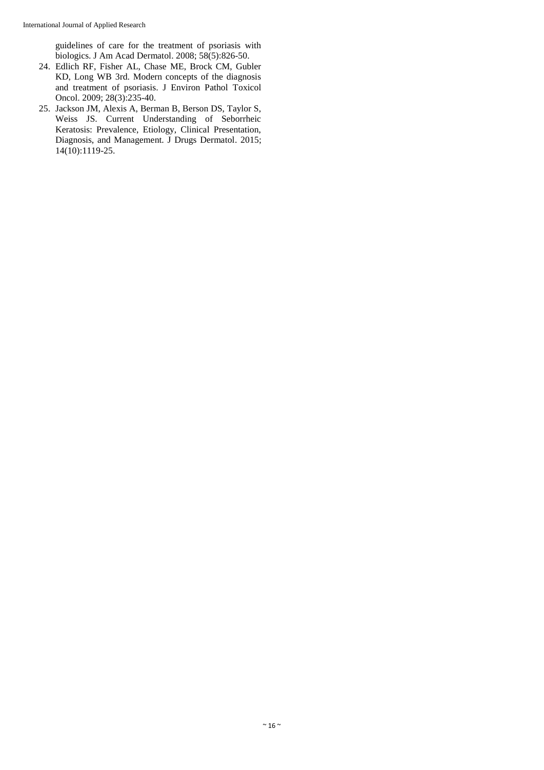guidelines of care for the treatment of psoriasis with biologics. J Am Acad Dermatol. 2008; 58(5):826-50.

24. Edlich RF, Fisher AL, Chase ME, Brock CM, Gubler KD, Long WB 3rd. Modern concepts of the diagnosis and treatment of psoriasis. J Environ Pathol Toxicol Oncol. 2009; 28(3):235-40.
25. Jackson JM, Alexis A, Berman B, Berson DS, Taylor S, Weiss JS. Current Understanding of Seborrheic Keratosis: Prevalence, Etiology, Clinical Presentation, Diagnosis, and Management. J Drugs Dermatol. 2015; 14(10):1119-25.